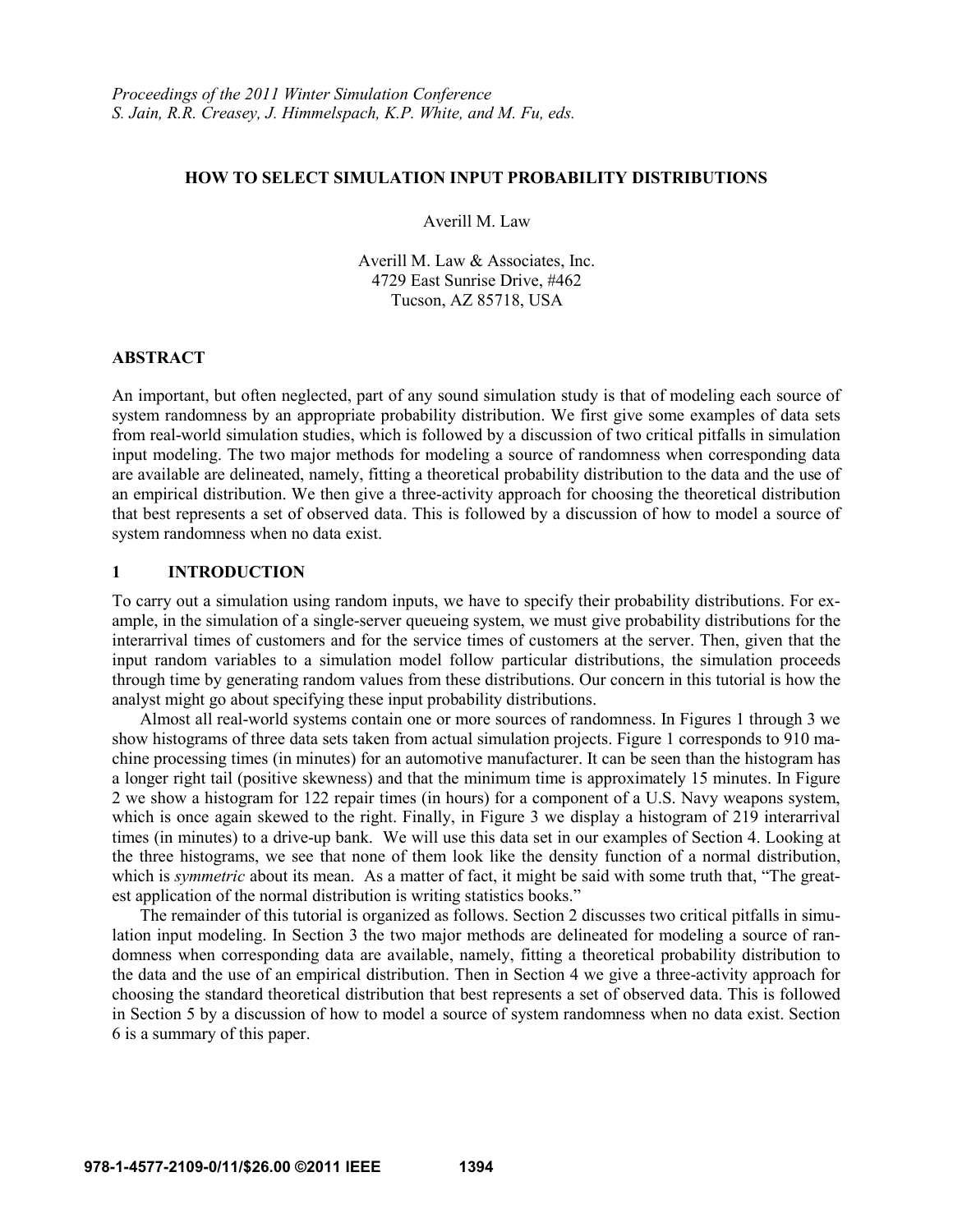*Proceedings of the 2011 Winter Simulation Conference*
*S. Jain, R.R. Creasey, J. Himmelspach, K.P. White, and M. Fu, eds.*

# HOW TO SELECT SIMULATION INPUT PROBABILITY DISTRIBUTIONS

Averill M. Law

Averill M. Law & Associates, Inc.
4729 East Sunrise Drive, #462
Tucson, AZ 85718, USA

## ABSTRACT

An important, but often neglected, part of any sound simulation study is that of modeling each source of system randomness by an appropriate probability distribution. We first give some examples of data sets from real-world simulation studies, which is followed by a discussion of two critical pitfalls in simulation input modeling. The two major methods for modeling a source of randomness when corresponding data are available are delineated, namely, fitting a theoretical probability distribution to the data and the use of an empirical distribution. We then give a three-activity approach for choosing the theoretical distribution that best represents a set of observed data. This is followed by a discussion of how to model a source of system randomness when no data exist.

## 1 INTRODUCTION

To carry out a simulation using random inputs, we have to specify their probability distributions. For example, in the simulation of a single-server queueing system, we must give probability distributions for the interarrival times of customers and for the service times of customers at the server. Then, given that the input random variables to a simulation model follow particular distributions, the simulation proceeds through time by generating random values from these distributions. Our concern in this tutorial is how the analyst might go about specifying these input probability distributions.

Almost all real-world systems contain one or more sources of randomness. In Figures 1 through 3 we show histograms of three data sets taken from actual simulation projects. Figure 1 corresponds to 910 machine processing times (in minutes) for an automotive manufacturer. It can be seen than the histogram has a longer right tail (positive skewness) and that the minimum time is approximately 15 minutes. In Figure 2 we show a histogram for 122 repair times (in hours) for a component of a U.S. Navy weapons system, which is once again skewed to the right. Finally, in Figure 3 we display a histogram of 219 interarrival times (in minutes) to a drive-up bank. We will use this data set in our examples of Section 4. Looking at the three histograms, we see that none of them look like the density function of a normal distribution, which is *symmetric* about its mean. As a matter of fact, it might be said with some truth that, "The greatest application of the normal distribution is writing statistics books."

The remainder of this tutorial is organized as follows. Section 2 discusses two critical pitfalls in simulation input modeling. In Section 3 the two major methods are delineated for modeling a source of randomness when corresponding data are available, namely, fitting a theoretical probability distribution to the data and the use of an empirical distribution. Then in Section 4 we give a three-activity approach for choosing the standard theoretical distribution that best represents a set of observed data. This is followed in Section 5 by a discussion of how to model a source of system randomness when no data exist. Section 6 is a summary of this paper.

978-1-4577-2109-0/11/$26.00 ©2011 IEEE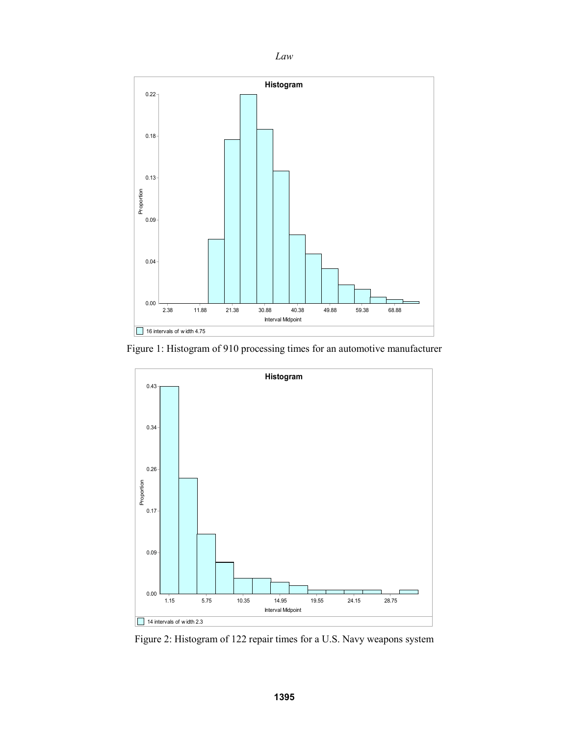Figure 1: Histogram of 910 processing times for an automotive manufacturer

Figure 2: Histogram of 122 repair times for a U.S. Navy weapons system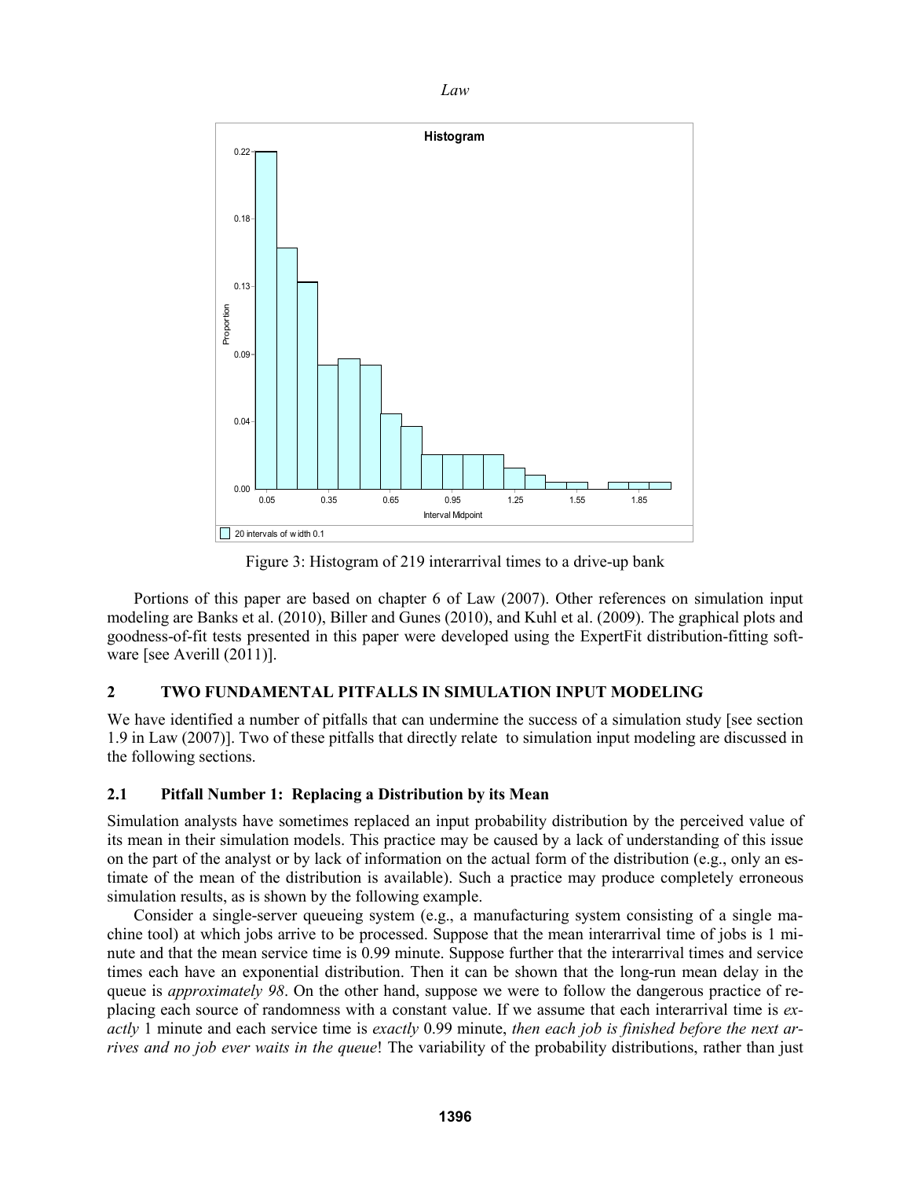Figure 3: Histogram of 219 interarrival times to a drive-up bank

Portions of this paper are based on chapter 6 of Law (2007). Other references on simulation input modeling are Banks et al. (2010), Biller and Gunes (2010), and Kuhl et al. (2009). The graphical plots and goodness-of-fit tests presented in this paper were developed using the ExpertFit distribution-fitting software [see Averill (2011)].

## 2 TWO FUNDAMENTAL PITFALLS IN SIMULATION INPUT MODELING

We have identified a number of pitfalls that can undermine the success of a simulation study [see section 1.9 in Law (2007)]. Two of these pitfalls that directly relate to simulation input modeling are discussed in the following sections.

### 2.1 Pitfall Number 1: Replacing a Distribution by its Mean

Simulation analysts have sometimes replaced an input probability distribution by the perceived value of its mean in their simulation models. This practice may be caused by a lack of understanding of this issue on the part of the analyst or by lack of information on the actual form of the distribution (e.g., only an estimate of the mean of the distribution is available). Such a practice may produce completely erroneous simulation results, as is shown by the following example.

Consider a single-server queueing system (e.g., a manufacturing system consisting of a single machine tool) at which jobs arrive to be processed. Suppose that the mean interarrival time of jobs is 1 minute and that the mean service time is 0.99 minute. Suppose further that the interarrival times and service times each have an exponential distribution. Then it can be shown that the long-run mean delay in the queue is *approximately 98*. On the other hand, suppose we were to follow the dangerous practice of replacing each source of randomness with a constant value. If we assume that each interarrival time is *exactly* 1 minute and each service time is *exactly* 0.99 minute, *then each job is finished before the next arrives and no job ever waits in the queue*! The variability of the probability distributions, rather than just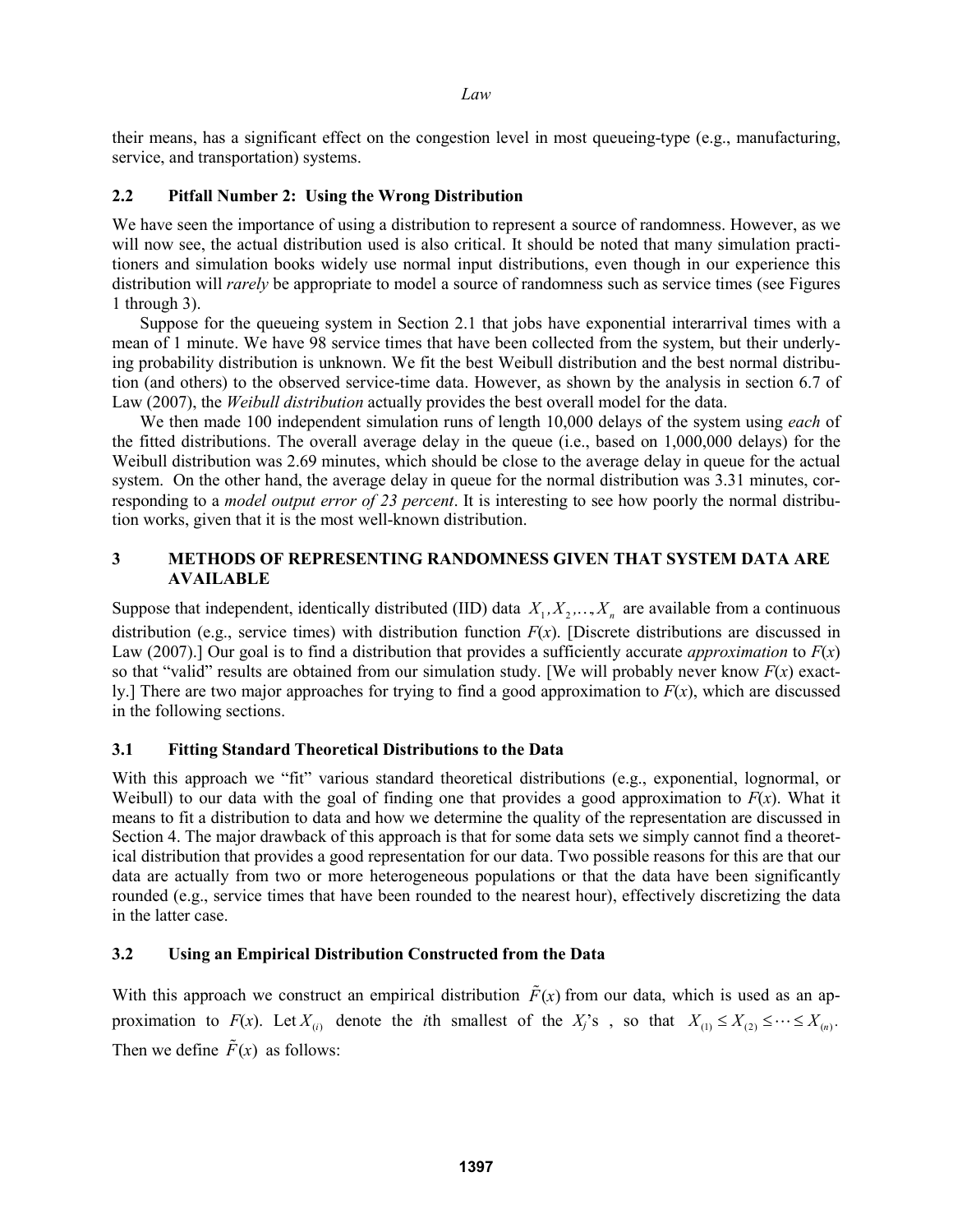their means, has a significant effect on the congestion level in most queueing-type (e.g., manufacturing, service, and transportation) systems.

### 2.2 Pitfall Number 2: Using the Wrong Distribution

We have seen the importance of using a distribution to represent a source of randomness. However, as we will now see, the actual distribution used is also critical. It should be noted that many simulation practitioners and simulation books widely use normal input distributions, even though in our experience this distribution will *rarely* be appropriate to model a source of randomness such as service times (see Figures 1 through 3).

Suppose for the queueing system in Section 2.1 that jobs have exponential interarrival times with a mean of 1 minute. We have 98 service times that have been collected from the system, but their underlying probability distribution is unknown. We fit the best Weibull distribution and the best normal distribution (and others) to the observed service-time data. However, as shown by the analysis in section 6.7 of Law (2007), the *Weibull distribution* actually provides the best overall model for the data.

We then made 100 independent simulation runs of length 10,000 delays of the system using *each* of the fitted distributions. The overall average delay in the queue (i.e., based on 1,000,000 delays) for the Weibull distribution was 2.69 minutes, which should be close to the average delay in queue for the actual system. On the other hand, the average delay in queue for the normal distribution was 3.31 minutes, corresponding to a *model output error of 23 percent*. It is interesting to see how poorly the normal distribution works, given that it is the most well-known distribution.

## 3 METHODS OF REPRESENTING RANDOMNESS GIVEN THAT SYSTEM DATA ARE AVAILABLE

Suppose that independent, identically distributed (IID) data $X_1, X_2, \ldots, X_n$ are available from a continuous distribution (e.g., service times) with distribution function $F(x)$. [Discrete distributions are discussed in Law (2007).] Our goal is to find a distribution that provides a sufficiently accurate *approximation* to $F(x)$ so that "valid" results are obtained from our simulation study. [We will probably never know $F(x)$ exactly.] There are two major approaches for trying to find a good approximation to $F(x)$, which are discussed in the following sections.

### 3.1 Fitting Standard Theoretical Distributions to the Data

With this approach we "fit" various standard theoretical distributions (e.g., exponential, lognormal, or Weibull) to our data with the goal of finding one that provides a good approximation to $F(x)$. What it means to fit a distribution to data and how we determine the quality of the representation are discussed in Section 4. The major drawback of this approach is that for some data sets we simply cannot find a theoretical distribution that provides a good representation for our data. Two possible reasons for this are that our data are actually from two or more heterogeneous populations or that the data have been significantly rounded (e.g., service times that have been rounded to the nearest hour), effectively discretizing the data in the latter case.

### 3.2 Using an Empirical Distribution Constructed from the Data

With this approach we construct an empirical distribution $\tilde{F}(x)$ from our data, which is used as an approximation to $F(x)$. Let $X_{(i)}$ denote the $i$th smallest of the $X_j$'s , so that $X_{(1)} \leq X_{(2)} \leq \cdots \leq X_{(n)}$. Then we define $\tilde{F}(x)$ as follows: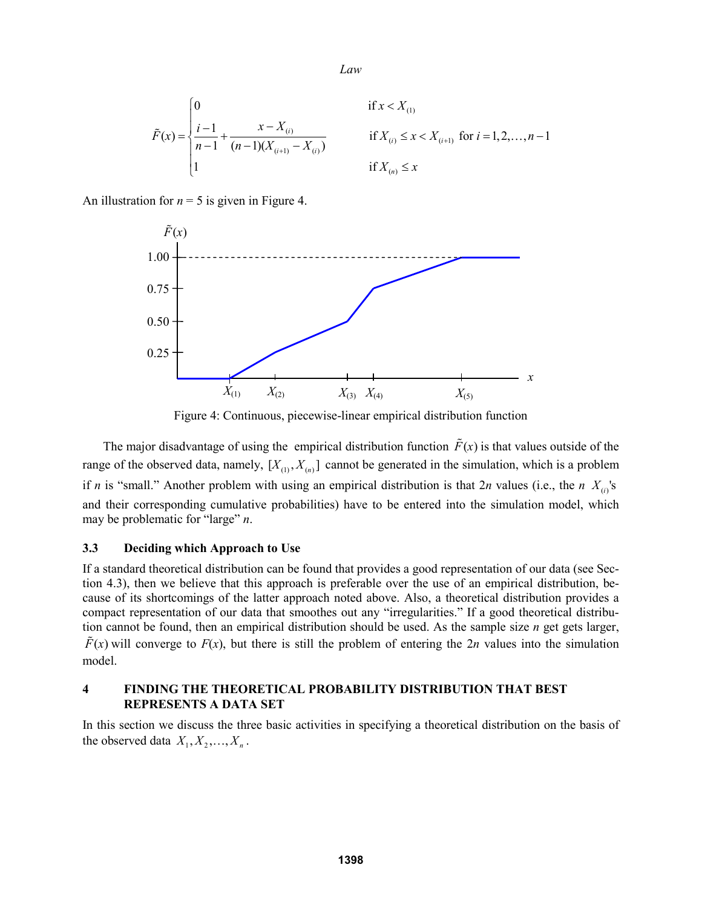$$\tilde{F}(x) = \begin{cases} 0 & \text{if } x < X_{(1)} \\ \dfrac{i-1}{n-1} + \dfrac{x - X_{(i)}}{(n-1)(X_{(i+1)} - X_{(i)})} & \text{if } X_{(i)} \le x < X_{(i+1)} \text{ for } i = 1, 2, \ldots, n-1 \\ 1 & \text{if } X_{(n)} \le x \end{cases}$$

An illustration for $n = 5$ is given in Figure 4.

Figure 4: Continuous, piecewise-linear empirical distribution function

The major disadvantage of using the empirical distribution function $\tilde{F}(x)$ is that values outside of the range of the observed data, namely, $[X_{(1)}, X_{(n)}]$ cannot be generated in the simulation, which is a problem if $n$ is "small." Another problem with using an empirical distribution is that $2n$ values (i.e., the $n$ $X_{(i)}$'s and their corresponding cumulative probabilities) have to be entered into the simulation model, which may be problematic for "large" $n$.

### 3.3 Deciding which Approach to Use

If a standard theoretical distribution can be found that provides a good representation of our data (see Section 4.3), then we believe that this approach is preferable over the use of an empirical distribution, because of its shortcomings of the latter approach noted above. Also, a theoretical distribution provides a compact representation of our data that smoothes out any "irregularities." If a good theoretical distribution cannot be found, then an empirical distribution should be used. As the sample size $n$ get gets larger, $\tilde{F}(x)$ will converge to $F(x)$, but there is still the problem of entering the $2n$ values into the simulation model.

## 4 FINDING THE THEORETICAL PROBABILITY DISTRIBUTION THAT BEST REPRESENTS A DATA SET

In this section we discuss the three basic activities in specifying a theoretical distribution on the basis of the observed data $X_1, X_2, \ldots, X_n$.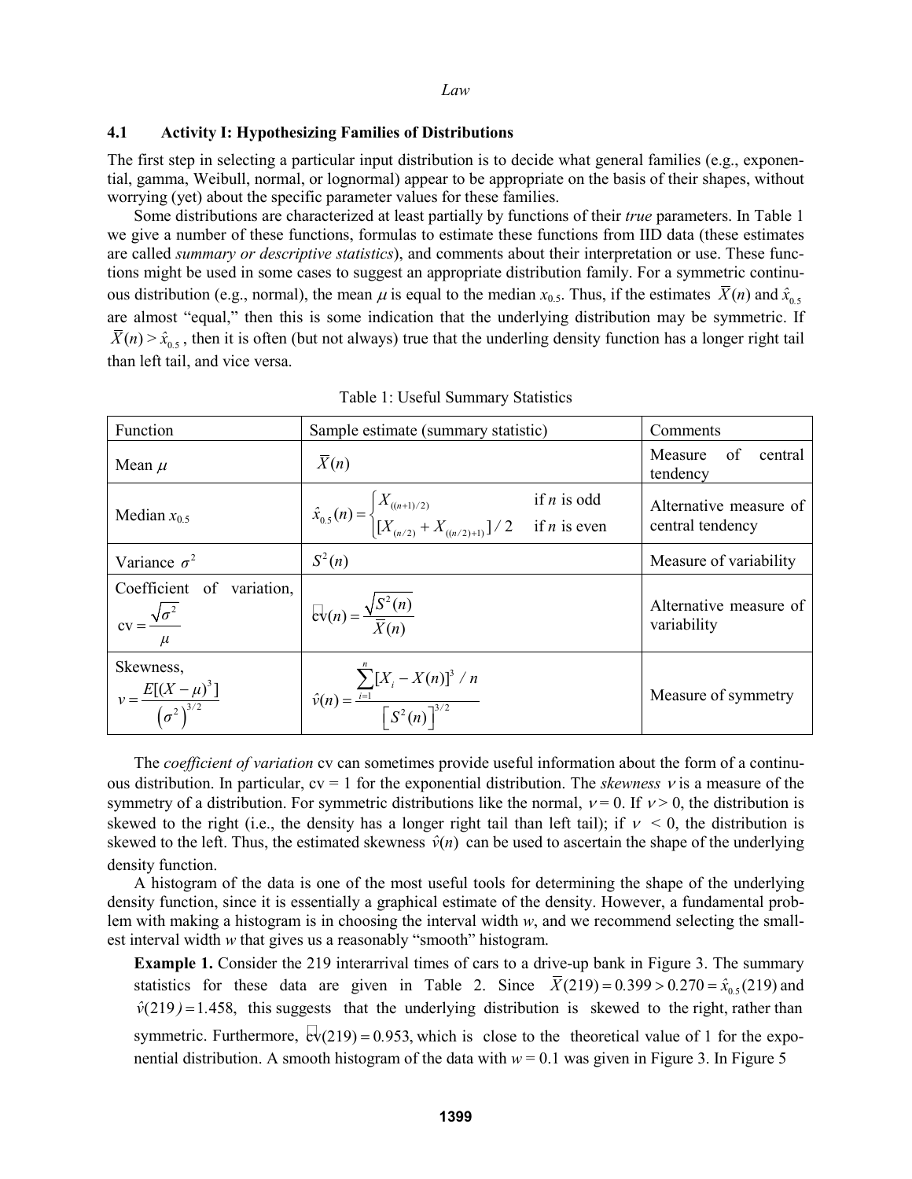### 4.1 Activity I: Hypothesizing Families of Distributions

The first step in selecting a particular input distribution is to decide what general families (e.g., exponential, gamma, Weibull, normal, or lognormal) appear to be appropriate on the basis of their shapes, without worrying (yet) about the specific parameter values for these families.

Some distributions are characterized at least partially by functions of their *true* parameters. In Table 1 we give a number of these functions, formulas to estimate these functions from IID data (these estimates are called *summary or descriptive statistics*), and comments about their interpretation or use. These functions might be used in some cases to suggest an appropriate distribution family. For a symmetric continuous distribution (e.g., normal), the mean $\mu$ is equal to the median $x_{0.5}$. Thus, if the estimates $\bar{X}(n)$ and $\hat{x}_{0.5}$ are almost "equal," then this is some indication that the underlying distribution may be symmetric. If $\bar{X}(n) > \hat{x}_{0.5}$, then it is often (but not always) true that the underling density function has a longer right tail than left tail, and vice versa.

Table 1: Useful Summary Statistics

| Function | Sample estimate (summary statistic) | Comments |
|---|---|---|
| Mean $\mu$ | $\bar{X}(n)$ | Measure of central tendency |
| Median $x_{0.5}$ | $\hat{x}_{0.5}(n) = \begin{cases} X_{((n+1)/2)} & \text{if } n \text{ is odd} \\ [X_{(n/2)} + X_{((n/2)+1)}]/2 & \text{if } n \text{ is even} \end{cases}$ | Alternative measure of central tendency |
| Variance $\sigma^2$ | $S^2(n)$ | Measure of variability |
| Coefficient of variation, $\text{cv} = \dfrac{\sqrt{\sigma^2}}{\mu}$ | $\widehat{\text{cv}}(n) = \dfrac{\sqrt{S^2(n)}}{\bar{X}(n)}$ | Alternative measure of variability |
| Skewness, $\nu = \dfrac{E[(X-\mu)^3]}{\left(\sigma^2\right)^{3/2}}$ | $\hat{\nu}(n) = \dfrac{\sum_{i=1}^{n}[X_i - \bar{X}(n)]^3 / n}{\left[S^2(n)\right]^{3/2}}$ | Measure of symmetry |

The *coefficient of variation* cv can sometimes provide useful information about the form of a continuous distribution. In particular, cv = 1 for the exponential distribution. The *skewness* $\nu$ is a measure of the symmetry of a distribution. For symmetric distributions like the normal, $\nu = 0$. If $\nu > 0$, the distribution is skewed to the right (i.e., the density has a longer right tail than left tail); if $\nu < 0$, the distribution is skewed to the left. Thus, the estimated skewness $\hat{\nu}(n)$ can be used to ascertain the shape of the underlying density function.

A histogram of the data is one of the most useful tools for determining the shape of the underlying density function, since it is essentially a graphical estimate of the density. However, a fundamental problem with making a histogram is in choosing the interval width $w$, and we recommend selecting the smallest interval width $w$ that gives us a reasonably "smooth" histogram.

**Example 1.** Consider the 219 interarrival times of cars to a drive-up bank in Figure 3. The summary statistics for these data are given in Table 2. Since $\bar{X}(219) = 0.399 > 0.270 = \hat{x}_{0.5}(219)$ and $\hat{\nu}(219) = 1.458$, this suggests that the underlying distribution is skewed to the right, rather than symmetric. Furthermore, $\widehat{\text{cv}}(219) = 0.953$, which is close to the theoretical value of 1 for the exponential distribution. A smooth histogram of the data with $w = 0.1$ was given in Figure 3. In Figure 5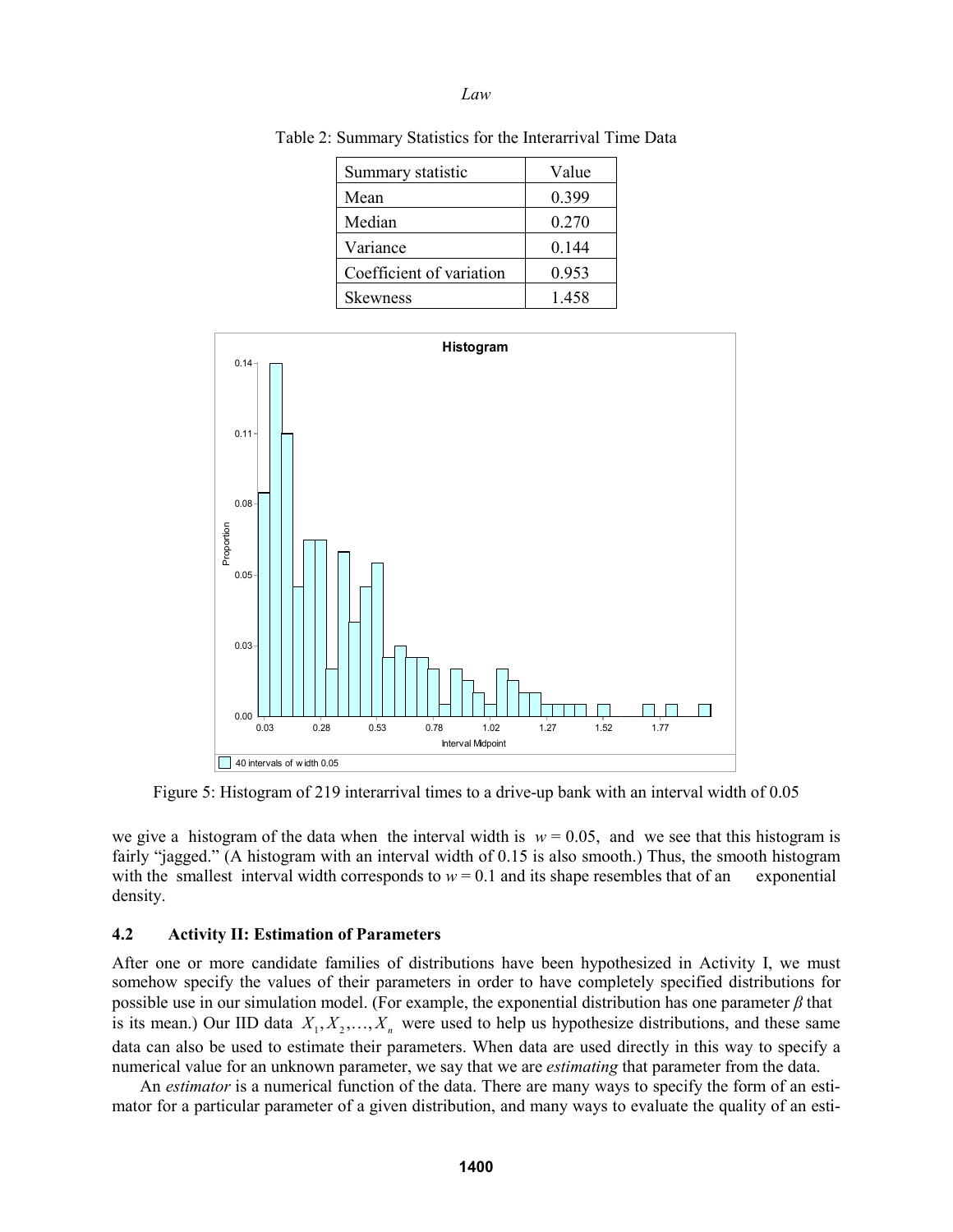Table 2: Summary Statistics for the Interarrival Time Data

| Summary statistic | Value |
|---|---|
| Mean | 0.399 |
| Median | 0.270 |
| Variance | 0.144 |
| Coefficient of variation | 0.953 |
| Skewness | 1.458 |

Figure 5: Histogram of 219 interarrival times to a drive-up bank with an interval width of 0.05

we give a histogram of the data when the interval width is $w = 0.05$, and we see that this histogram is fairly "jagged." (A histogram with an interval width of 0.15 is also smooth.) Thus, the smooth histogram with the smallest interval width corresponds to $w = 0.1$ and its shape resembles that of an exponential density.

### 4.2 Activity II: Estimation of Parameters

After one or more candidate families of distributions have been hypothesized in Activity I, we must somehow specify the values of their parameters in order to have completely specified distributions for possible use in our simulation model. (For example, the exponential distribution has one parameter $\beta$ that is its mean.) Our IID data $X_1, X_2, \ldots, X_n$ were used to help us hypothesize distributions, and these same data can also be used to estimate their parameters. When data are used directly in this way to specify a numerical value for an unknown parameter, we say that we are *estimating* that parameter from the data.

An *estimator* is a numerical function of the data. There are many ways to specify the form of an estimator for a particular parameter of a given distribution, and many ways to evaluate the quality of an esti-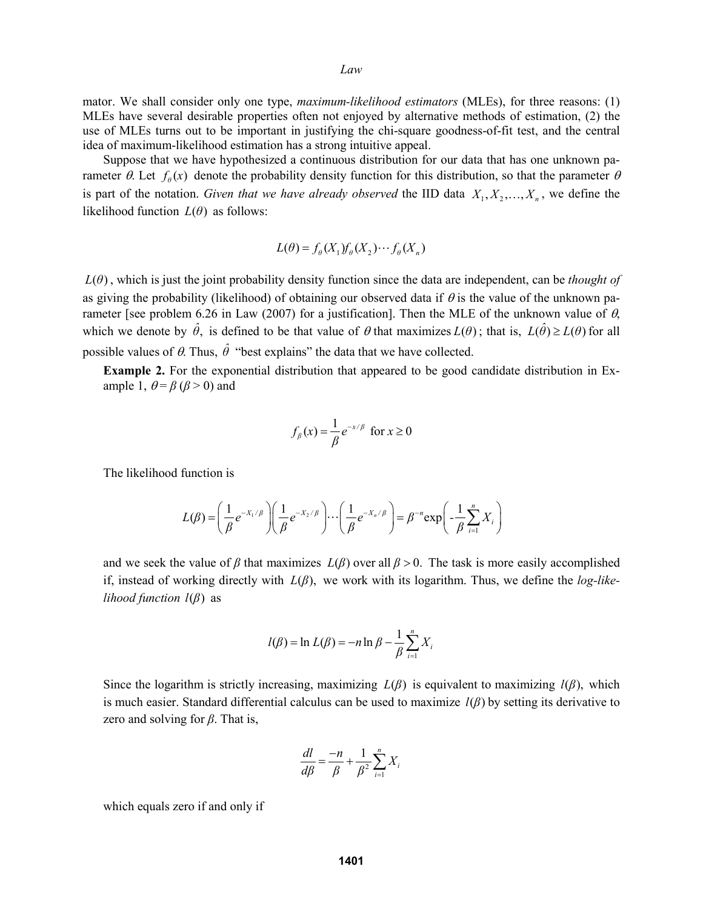mator. We shall consider only one type, *maximum-likelihood estimators* (MLEs), for three reasons: (1) MLEs have several desirable properties often not enjoyed by alternative methods of estimation, (2) the use of MLEs turns out to be important in justifying the chi-square goodness-of-fit test, and the central idea of maximum-likelihood estimation has a strong intuitive appeal.

Suppose that we have hypothesized a continuous distribution for our data that has one unknown parameter $\theta$. Let $f_\theta(x)$ denote the probability density function for this distribution, so that the parameter $\theta$ is part of the notation. *Given that we have already observed* the IID data $X_1, X_2, \ldots, X_n$, we define the likelihood function $L(\theta)$ as follows:

$$L(\theta) = f_\theta(X_1) f_\theta(X_2) \cdots f_\theta(X_n)$$

$L(\theta)$, which is just the joint probability density function since the data are independent, can be *thought of* as giving the probability (likelihood) of obtaining our observed data if $\theta$ is the value of the unknown parameter [see problem 6.26 in Law (2007) for a justification]. Then the MLE of the unknown value of $\theta$, which we denote by $\hat{\theta}$, is defined to be that value of $\theta$ that maximizes $L(\theta)$; that is, $L(\hat{\theta}) \geq L(\theta)$ for all possible values of $\theta$. Thus, $\hat{\theta}$ "best explains" the data that we have collected.

**Example 2.** For the exponential distribution that appeared to be good candidate distribution in Example 1, $\theta = \beta$ ($\beta > 0$) and

$$f_\beta(x) = \frac{1}{\beta} e^{-x/\beta} \quad \text{for } x \geq 0$$

The likelihood function is

$$L(\beta) = \left( \frac{1}{\beta} e^{-X_1/\beta} \right) \left( \frac{1}{\beta} e^{-X_2/\beta} \right) \cdots \left( \frac{1}{\beta} e^{-X_n/\beta} \right) = \beta^{-n} \exp\left( -\frac{1}{\beta} \sum_{i=1}^{n} X_i \right)$$

and we seek the value of $\beta$ that maximizes $L(\beta)$ over all $\beta > 0$. The task is more easily accomplished if, instead of working directly with $L(\beta)$, we work with its logarithm. Thus, we define the *log-likelihood function* $l(\beta)$ as

$$l(\beta) = \ln L(\beta) = -n \ln \beta - \frac{1}{\beta} \sum_{i=1}^{n} X_i$$

Since the logarithm is strictly increasing, maximizing $L(\beta)$ is equivalent to maximizing $l(\beta)$, which is much easier. Standard differential calculus can be used to maximize $l(\beta)$ by setting its derivative to zero and solving for $\beta$. That is,

$$\frac{dl}{d\beta} = \frac{-n}{\beta} + \frac{1}{\beta^2} \sum_{i=1}^{n} X_i$$

which equals zero if and only if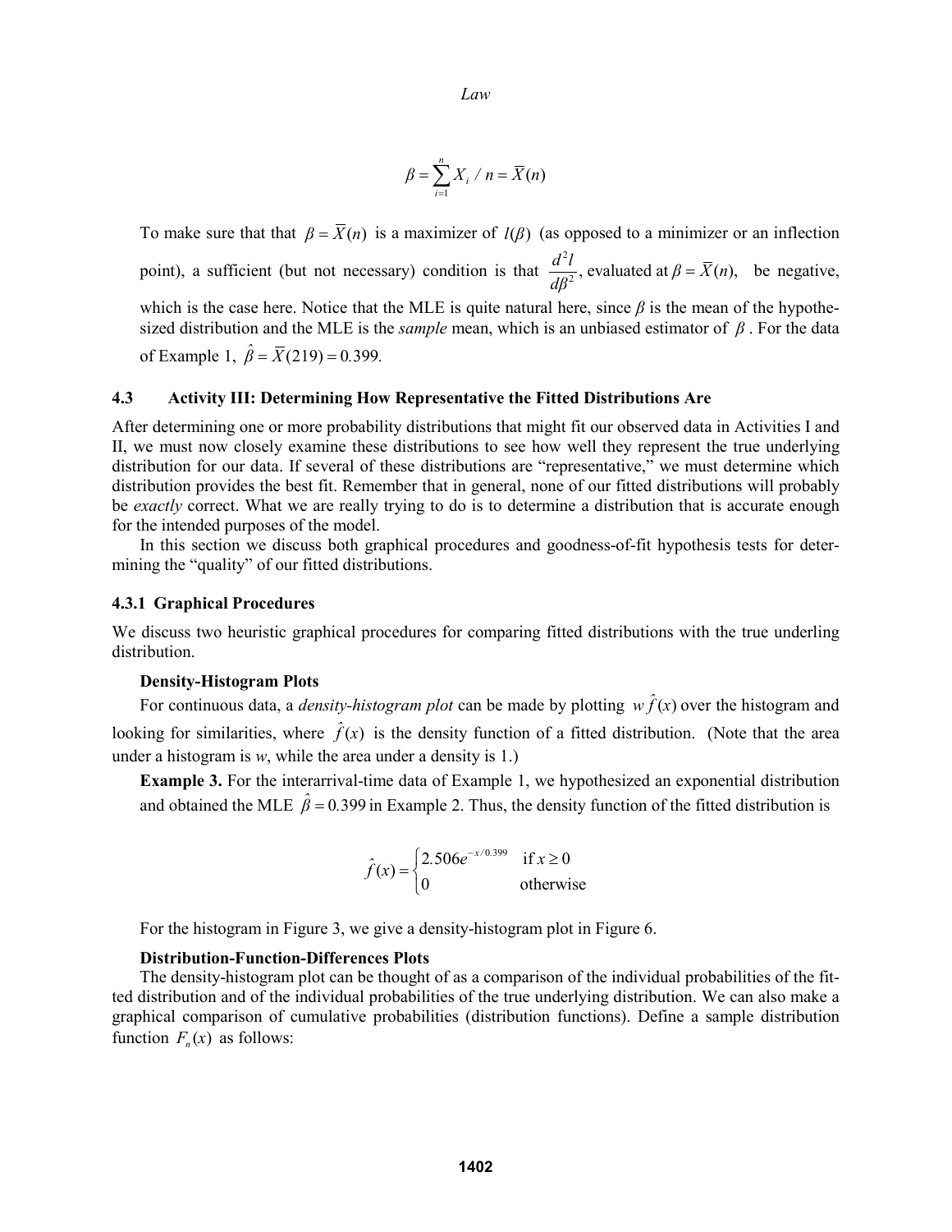$$\beta = \sum_{i=1}^{n} X_i \,/\, n = \overline{X}(n)$$

To make sure that that $\beta = \overline{X}(n)$ is a maximizer of $l(\beta)$ (as opposed to a minimizer or an inflection point), a sufficient (but not necessary) condition is that $\dfrac{d^2 l}{d\beta^2}$, evaluated at $\beta = \overline{X}(n)$, be negative, which is the case here. Notice that the MLE is quite natural here, since $\beta$ is the mean of the hypothesized distribution and the MLE is the *sample* mean, which is an unbiased estimator of $\beta$. For the data of Example 1, $\hat{\beta} = \overline{X}(219) = 0.399$.

### 4.3 Activity III: Determining How Representative the Fitted Distributions Are

After determining one or more probability distributions that might fit our observed data in Activities I and II, we must now closely examine these distributions to see how well they represent the true underlying distribution for our data. If several of these distributions are "representative," we must determine which distribution provides the best fit. Remember that in general, none of our fitted distributions will probably be *exactly* correct. What we are really trying to do is to determine a distribution that is accurate enough for the intended purposes of the model.

In this section we discuss both graphical procedures and goodness-of-fit hypothesis tests for determining the "quality" of our fitted distributions.

#### 4.3.1 Graphical Procedures

We discuss two heuristic graphical procedures for comparing fitted distributions with the true underling distribution.

**Density-Histogram Plots**

For continuous data, a *density-histogram plot* can be made by plotting $w\hat{f}(x)$ over the histogram and looking for similarities, where $\hat{f}(x)$ is the density function of a fitted distribution. (Note that the area under a histogram is *w*, while the area under a density is 1.)

**Example 3.** For the interarrival-time data of Example 1, we hypothesized an exponential distribution and obtained the MLE $\hat{\beta} = 0.399$ in Example 2. Thus, the density function of the fitted distribution is

$$\hat{f}(x) = \begin{cases} 2.506 e^{-x/0.399} & \text{if } x \geq 0 \\ 0 & \text{otherwise} \end{cases}$$

For the histogram in Figure 3, we give a density-histogram plot in Figure 6.

**Distribution-Function-Differences Plots**

The density-histogram plot can be thought of as a comparison of the individual probabilities of the fitted distribution and of the individual probabilities of the true underlying distribution. We can also make a graphical comparison of cumulative probabilities (distribution functions). Define a sample distribution function $F_n(x)$ as follows: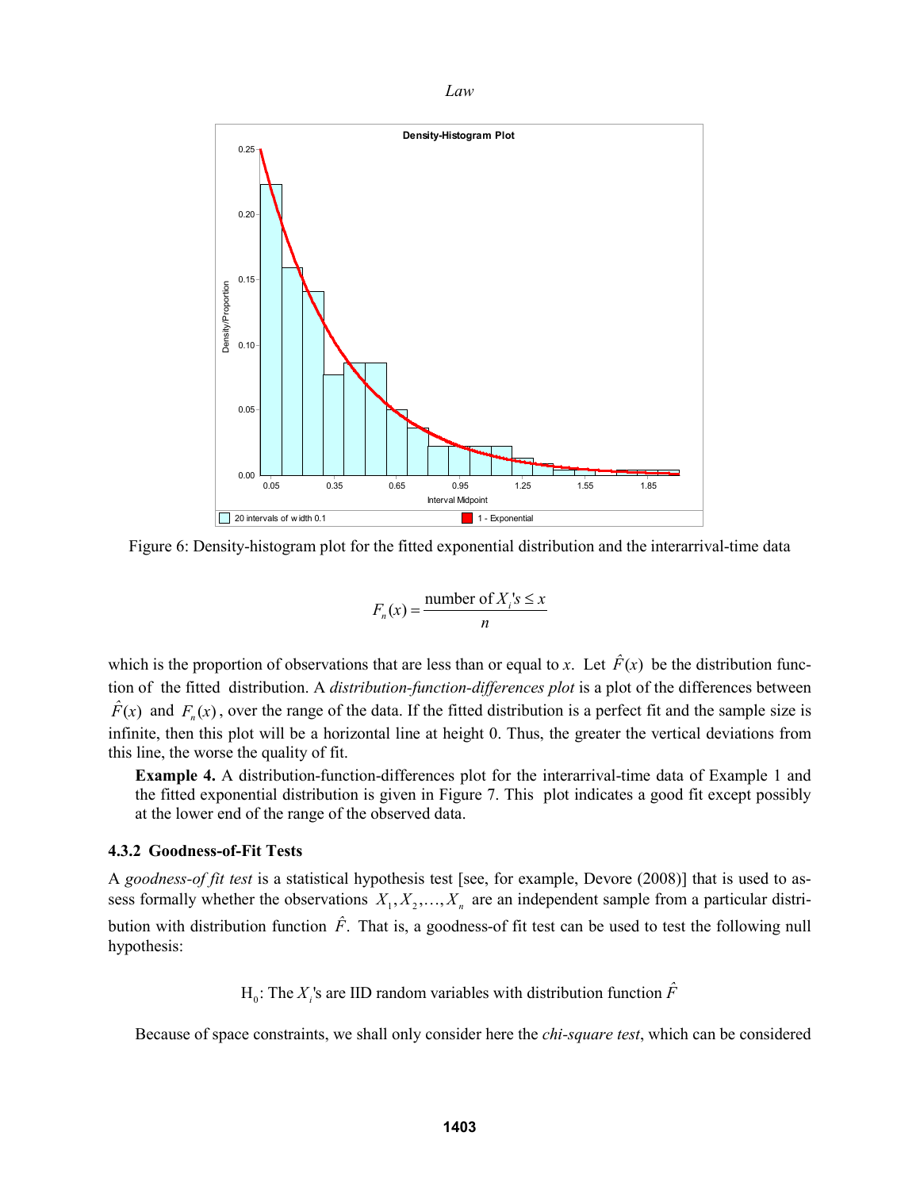Figure 6: Density-histogram plot for the fitted exponential distribution and the interarrival-time data

$$F_n(x) = \frac{\text{number of } X_i\text{'s} \leq x}{n}$$

which is the proportion of observations that are less than or equal to $x$. Let $\hat{F}(x)$ be the distribution function of the fitted distribution. A *distribution-function-differences plot* is a plot of the differences between $\hat{F}(x)$ and $F_n(x)$, over the range of the data. If the fitted distribution is a perfect fit and the sample size is infinite, then this plot will be a horizontal line at height 0. Thus, the greater the vertical deviations from this line, the worse the quality of fit.

**Example 4.** A distribution-function-differences plot for the interarrival-time data of Example 1 and the fitted exponential distribution is given in Figure 7. This plot indicates a good fit except possibly at the lower end of the range of the observed data.

### 4.3.2 Goodness-of-Fit Tests

A *goodness-of fit test* is a statistical hypothesis test [see, for example, Devore (2008)] that is used to assess formally whether the observations $X_1, X_2, \ldots, X_n$ are an independent sample from a particular distribution with distribution function $\hat{F}$. That is, a goodness-of fit test can be used to test the following null hypothesis:

$$\text{H}_0\text{: The } X_i\text{'s are IID random variables with distribution function } \hat{F}$$

Because of space constraints, we shall only consider here the *chi-square test*, which can be considered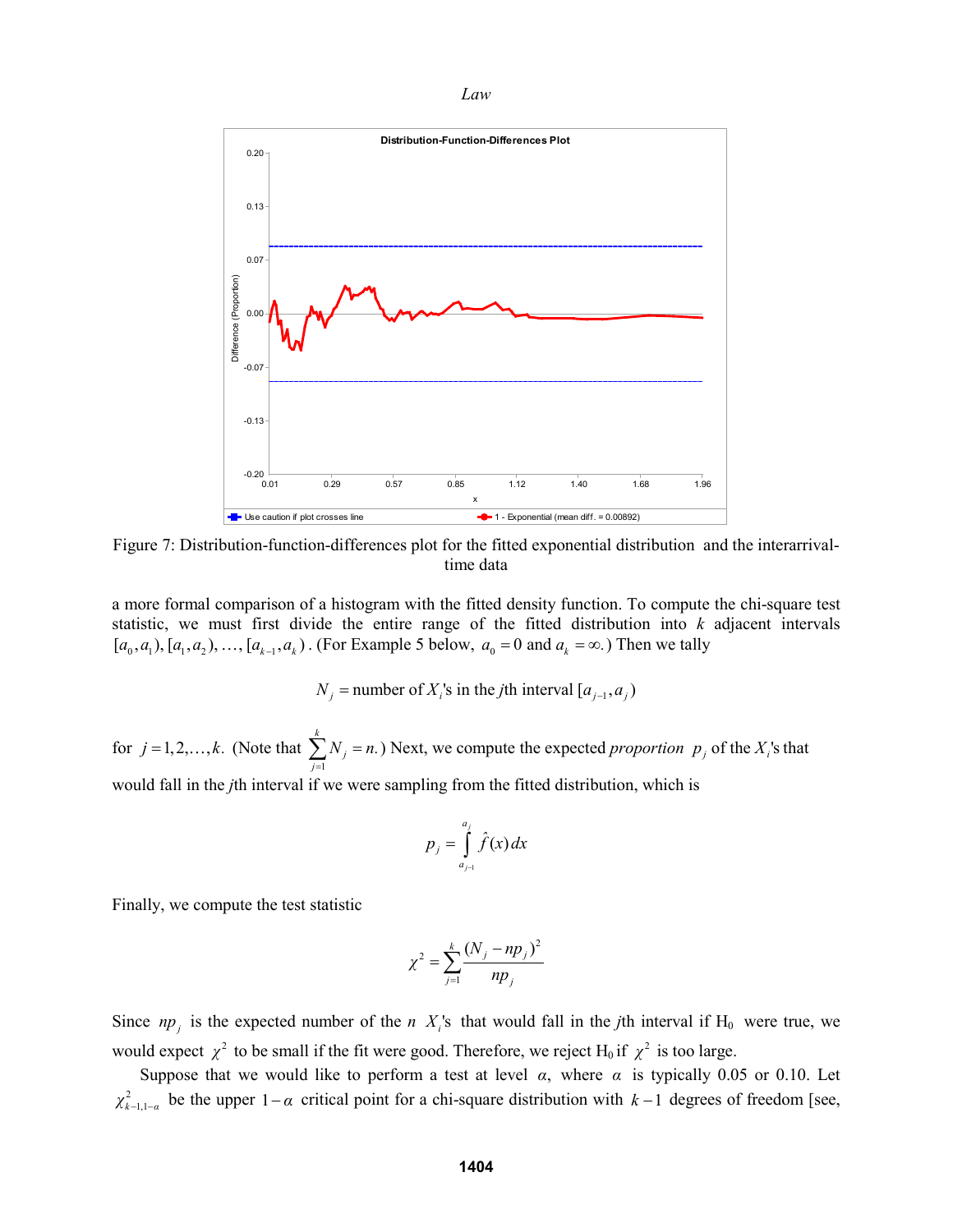Figure 7: Distribution-function-differences plot for the fitted exponential distribution and the interarrival-time data

a more formal comparison of a histogram with the fitted density function. To compute the chi-square test statistic, we must first divide the entire range of the fitted distribution into $k$ adjacent intervals $[a_0, a_1), [a_1, a_2), \ldots, [a_{k-1}, a_k)$. (For Example 5 below, $a_0 = 0$ and $a_k = \infty$.) Then we tally

$$N_j = \text{number of } X_i\text{'s in the } j\text{th interval } [a_{j-1}, a_j)$$

for $j = 1, 2, \ldots, k$. (Note that $\sum_{j=1}^{k} N_j = n$.) Next, we compute the expected *proportion* $p_j$ of the $X_i$'s that would fall in the $j$th interval if we were sampling from the fitted distribution, which is

$$p_j = \int_{a_{j-1}}^{a_j} \hat{f}(x)\,dx$$

Finally, we compute the test statistic

$$\chi^2 = \sum_{j=1}^{k} \frac{(N_j - np_j)^2}{np_j}$$

Since $np_j$ is the expected number of the $n$ $X_i$'s that would fall in the $j$th interval if $H_0$ were true, we would expect $\chi^2$ to be small if the fit were good. Therefore, we reject $H_0$ if $\chi^2$ is too large.

Suppose that we would like to perform a test at level $\alpha$, where $\alpha$ is typically 0.05 or 0.10. Let $\chi^2_{k-1,1-\alpha}$ be the upper $1-\alpha$ critical point for a chi-square distribution with $k-1$ degrees of freedom [see,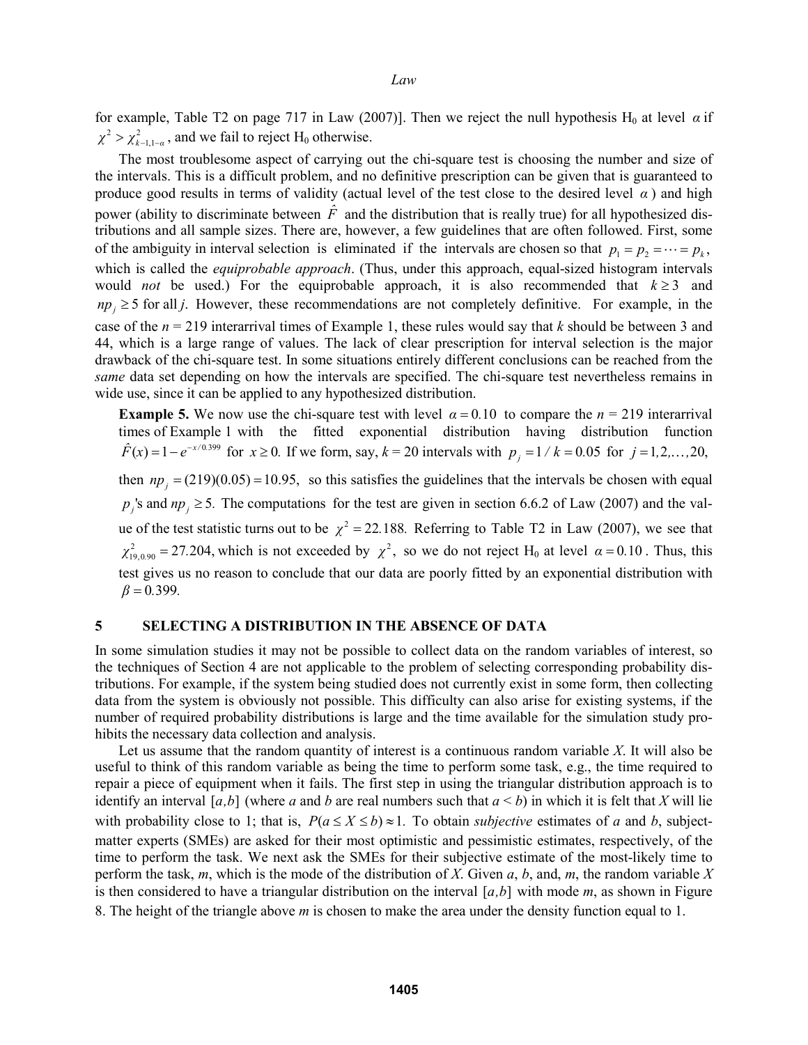for example, Table T2 on page 717 in Law (2007)]. Then we reject the null hypothesis $H_0$ at level $\alpha$ if $\chi^2 > \chi^2_{k-1,1-\alpha}$, and we fail to reject $H_0$ otherwise.

The most troublesome aspect of carrying out the chi-square test is choosing the number and size of the intervals. This is a difficult problem, and no definitive prescription can be given that is guaranteed to produce good results in terms of validity (actual level of the test close to the desired level $\alpha$) and high power (ability to discriminate between $\hat{F}$ and the distribution that is really true) for all hypothesized distributions and all sample sizes. There are, however, a few guidelines that are often followed. First, some of the ambiguity in interval selection is eliminated if the intervals are chosen so that $p_1 = p_2 = \cdots = p_k$, which is called the *equiprobable approach*. (Thus, under this approach, equal-sized histogram intervals would *not* be used.) For the equiprobable approach, it is also recommended that $k \geq 3$ and $np_j \geq 5$ for all $j$. However, these recommendations are not completely definitive. For example, in the case of the $n$ = 219 interarrival times of Example 1, these rules would say that $k$ should be between 3 and 44, which is a large range of values. The lack of clear prescription for interval selection is the major drawback of the chi-square test. In some situations entirely different conclusions can be reached from the *same* data set depending on how the intervals are specified. The chi-square test nevertheless remains in wide use, since it can be applied to any hypothesized distribution.

**Example 5.** We now use the chi-square test with level $\alpha = 0.10$ to compare the $n$ = 219 interarrival times of Example 1 with the fitted exponential distribution having distribution function $\hat{F}(x) = 1 - e^{-x/0.399}$ for $x \geq 0$. If we form, say, $k$ = 20 intervals with $p_j = 1/k = 0.05$ for $j = 1, 2, \ldots, 20$, then $np_j = (219)(0.05) = 10.95$, so this satisfies the guidelines that the intervals be chosen with equal $p_j$'s and $np_j \geq 5$. The computations for the test are given in section 6.6.2 of Law (2007) and the value of the test statistic turns out to be $\chi^2 = 22.188$. Referring to Table T2 in Law (2007), we see that $\chi^2_{19,0.90} = 27.204$, which is not exceeded by $\chi^2$, so we do not reject $H_0$ at level $\alpha = 0.10$. Thus, this test gives us no reason to conclude that our data are poorly fitted by an exponential distribution with $\beta = 0.399$.

## 5 SELECTING A DISTRIBUTION IN THE ABSENCE OF DATA

In some simulation studies it may not be possible to collect data on the random variables of interest, so the techniques of Section 4 are not applicable to the problem of selecting corresponding probability distributions. For example, if the system being studied does not currently exist in some form, then collecting data from the system is obviously not possible. This difficulty can also arise for existing systems, if the number of required probability distributions is large and the time available for the simulation study prohibits the necessary data collection and analysis.

Let us assume that the random quantity of interest is a continuous random variable $X$. It will also be useful to think of this random variable as being the time to perform some task, e.g., the time required to repair a piece of equipment when it fails. The first step in using the triangular distribution approach is to identify an interval $[a,b]$ (where $a$ and $b$ are real numbers such that $a < b$) in which it is felt that $X$ will lie with probability close to 1; that is, $P(a \leq X \leq b) \approx 1$. To obtain *subjective* estimates of $a$ and $b$, subject-matter experts (SMEs) are asked for their most optimistic and pessimistic estimates, respectively, of the time to perform the task. We next ask the SMEs for their subjective estimate of the most-likely time to perform the task, $m$, which is the mode of the distribution of $X$. Given $a$, $b$, and, $m$, the random variable $X$ is then considered to have a triangular distribution on the interval $[a,b]$ with mode $m$, as shown in Figure 8. The height of the triangle above $m$ is chosen to make the area under the density function equal to 1.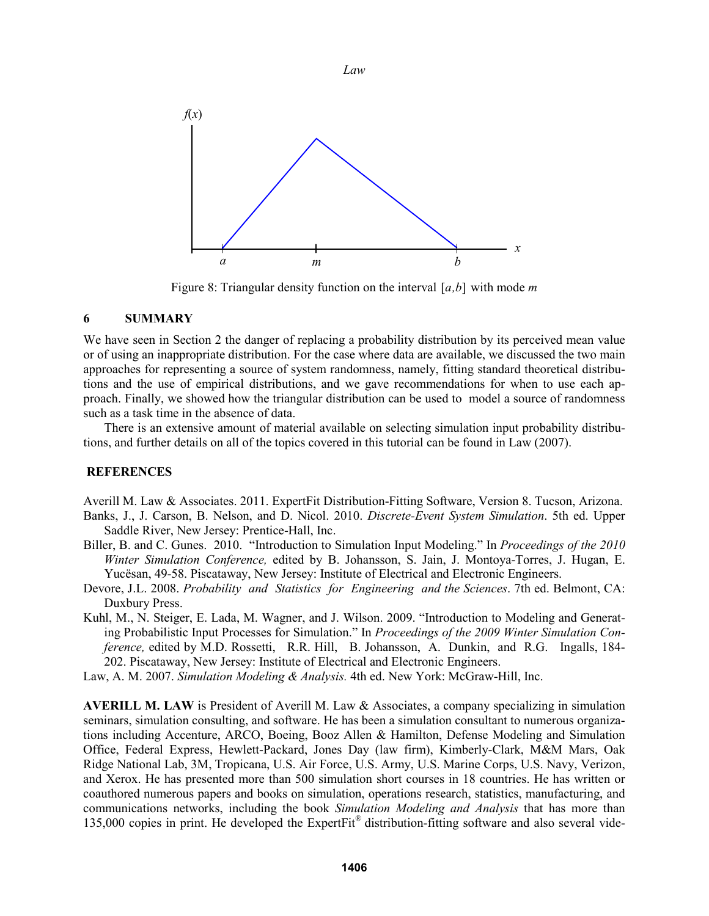Figure 8: Triangular density function on the interval $[a,b]$ with mode $m$

## 6 SUMMARY

We have seen in Section 2 the danger of replacing a probability distribution by its perceived mean value or of using an inappropriate distribution. For the case where data are available, we discussed the two main approaches for representing a source of system randomness, namely, fitting standard theoretical distributions and the use of empirical distributions, and we gave recommendations for when to use each approach. Finally, we showed how the triangular distribution can be used to model a source of randomness such as a task time in the absence of data.

There is an extensive amount of material available on selecting simulation input probability distributions, and further details on all of the topics covered in this tutorial can be found in Law (2007).

## REFERENCES

Averill M. Law & Associates. 2011. ExpertFit Distribution-Fitting Software, Version 8. Tucson, Arizona.

Banks, J., J. Carson, B. Nelson, and D. Nicol. 2010. *Discrete-Event System Simulation*. 5th ed. Upper Saddle River, New Jersey: Prentice-Hall, Inc.

Biller, B. and C. Gunes. 2010. "Introduction to Simulation Input Modeling." In *Proceedings of the 2010 Winter Simulation Conference,* edited by B. Johansson, S. Jain, J. Montoya-Torres, J. Hugan, E. Yucësan, 49-58. Piscataway, New Jersey: Institute of Electrical and Electronic Engineers.

Devore, J.L. 2008. *Probability and Statistics for Engineering and the Sciences*. 7th ed. Belmont, CA: Duxbury Press.

Kuhl, M., N. Steiger, E. Lada, M. Wagner, and J. Wilson. 2009. "Introduction to Modeling and Generating Probabilistic Input Processes for Simulation." In *Proceedings of the 2009 Winter Simulation Conference,* edited by M.D. Rossetti, R.R. Hill, B. Johansson, A. Dunkin, and R.G. Ingalls, 184-202. Piscataway, New Jersey: Institute of Electrical and Electronic Engineers.

Law, A. M. 2007. *Simulation Modeling & Analysis.* 4th ed. New York: McGraw-Hill, Inc.

**AVERILL M. LAW** is President of Averill M. Law & Associates, a company specializing in simulation seminars, simulation consulting, and software. He has been a simulation consultant to numerous organizations including Accenture, ARCO, Boeing, Booz Allen & Hamilton, Defense Modeling and Simulation Office, Federal Express, Hewlett-Packard, Jones Day (law firm), Kimberly-Clark, M&M Mars, Oak Ridge National Lab, 3M, Tropicana, U.S. Air Force, U.S. Army, U.S. Marine Corps, U.S. Navy, Verizon, and Xerox. He has presented more than 500 simulation short courses in 18 countries. He has written or coauthored numerous papers and books on simulation, operations research, statistics, manufacturing, and communications networks, including the book *Simulation Modeling and Analysis* that has more than 135,000 copies in print. He developed the ExpertFit® distribution-fitting software and also several vide-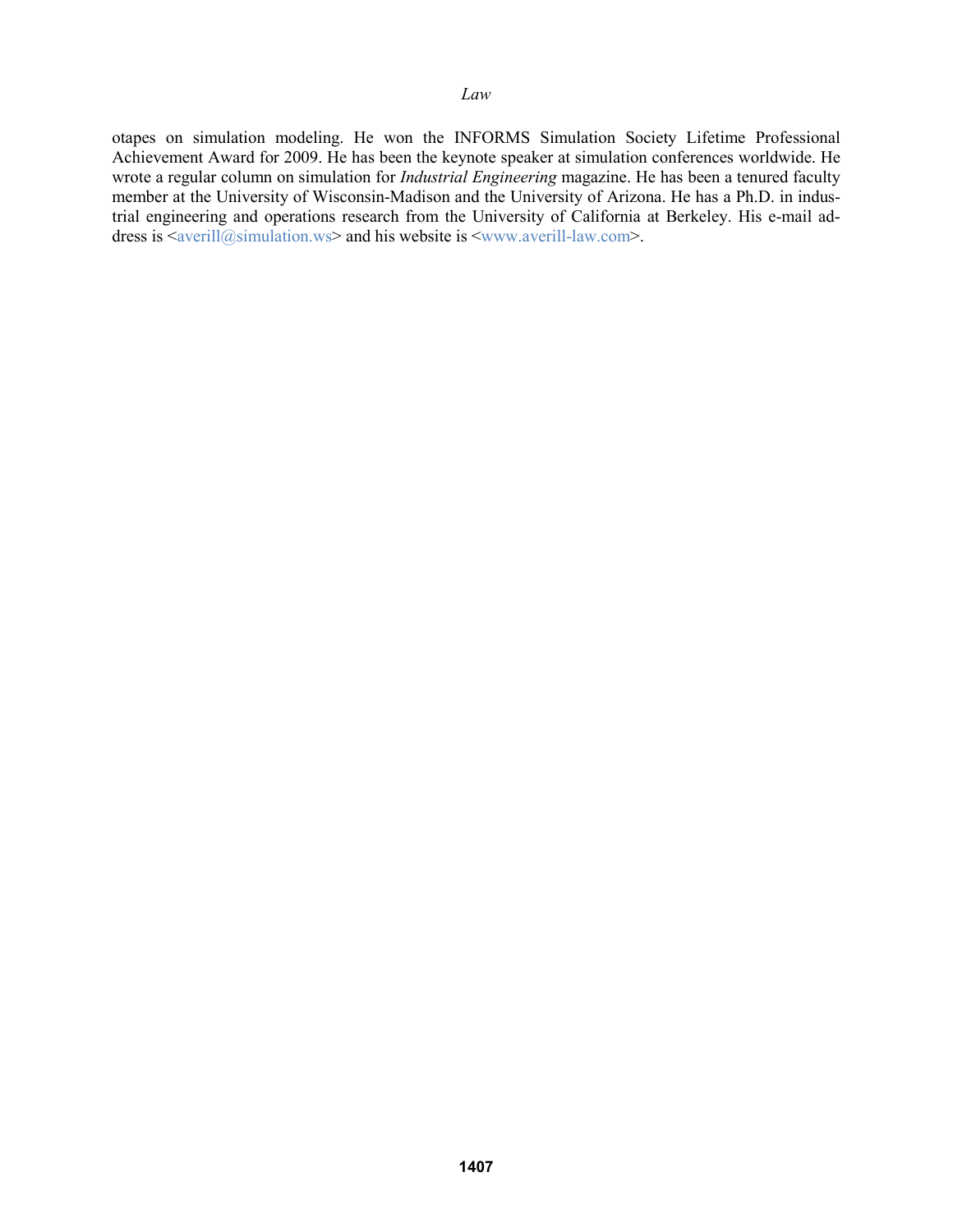otapes on simulation modeling. He won the INFORMS Simulation Society Lifetime Professional Achievement Award for 2009. He has been the keynote speaker at simulation conferences worldwide. He wrote a regular column on simulation for *Industrial Engineering* magazine. He has been a tenured faculty member at the University of Wisconsin-Madison and the University of Arizona. He has a Ph.D. in industrial engineering and operations research from the University of California at Berkeley. His e-mail address is <averill@simulation.ws> and his website is <www.averill-law.com>.